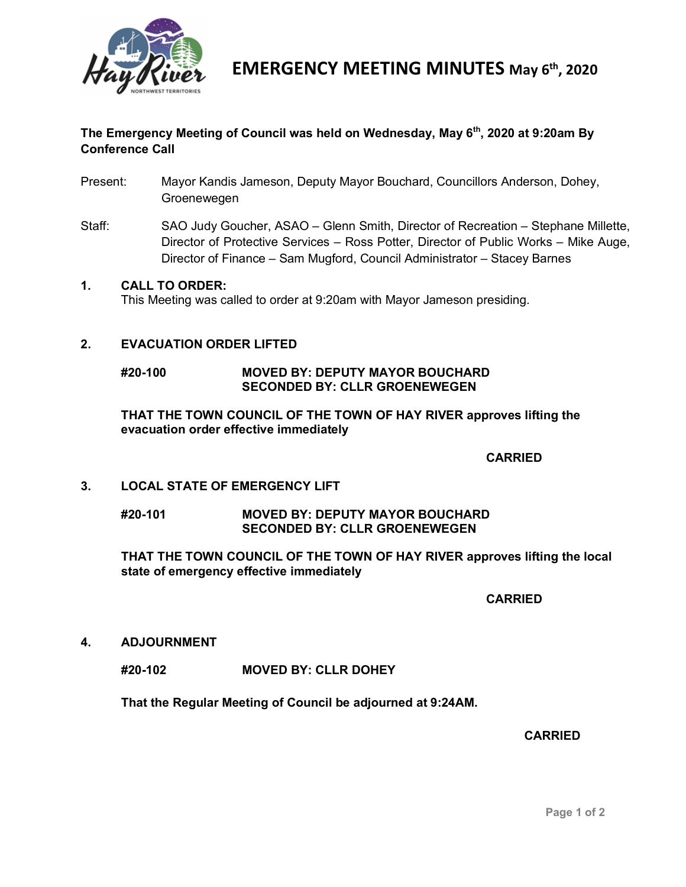# EMERGENCY MEETING MINUTES May 6th, 2020

**The Emergency Meeting of Council was held on Wednesday, May 6th, 2020 at 9:20am By Conference Call**

Present: Mayor Kandis Jameson, Deputy Mayor Bouchard, Councillors Anderson, Dohey, Groenewegen

Staff: SAO Judy Goucher, ASAO – Glenn Smith, Director of Recreation – Stephane Millette, Director of Protective Services – Ross Potter, Director of Public Works – Mike Auge, Director of Finance – Sam Mugford, Council Administrator – Stacey Barnes

## 1. CALL TO ORDER:

This Meeting was called to order at 9:20am with Mayor Jameson presiding.

## 2. EVACUATION ORDER LIFTED

**#20-100 MOVED BY: DEPUTY MAYOR BOUCHARD**
**SECONDED BY: CLLR GROENEWEGEN**

**THAT THE TOWN COUNCIL OF THE TOWN OF HAY RIVER approves lifting the evacuation order effective immediately**

**CARRIED**

## 3. LOCAL STATE OF EMERGENCY LIFT

**#20-101 MOVED BY: DEPUTY MAYOR BOUCHARD**
**SECONDED BY: CLLR GROENEWEGEN**

**THAT THE TOWN COUNCIL OF THE TOWN OF HAY RIVER approves lifting the local state of emergency effective immediately**

**CARRIED**

## 4. ADJOURNMENT

**#20-102 MOVED BY: CLLR DOHEY**

**That the Regular Meeting of Council be adjourned at 9:24AM.**

**CARRIED**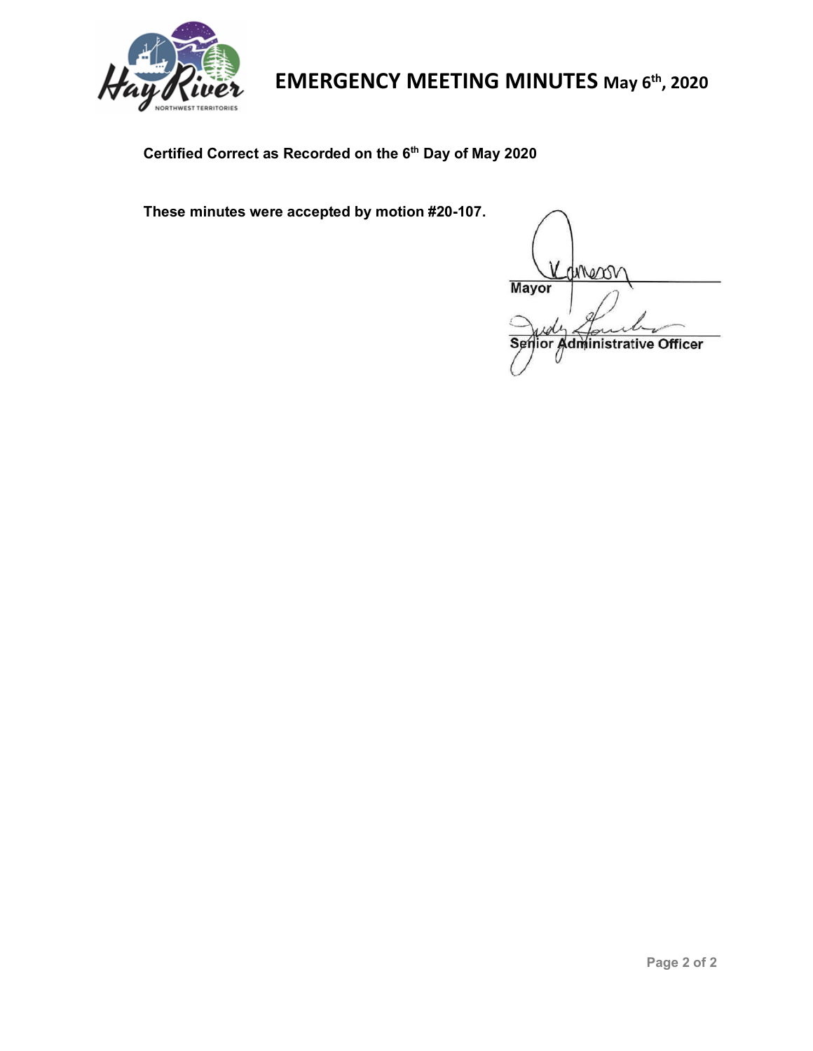# EMERGENCY MEETING MINUTES May 6th, 2020

**Certified Correct as Recorded on the 6th Day of May 2020**

**These minutes were accepted by motion #20-107.**

Mayor

Senior Administrative Officer